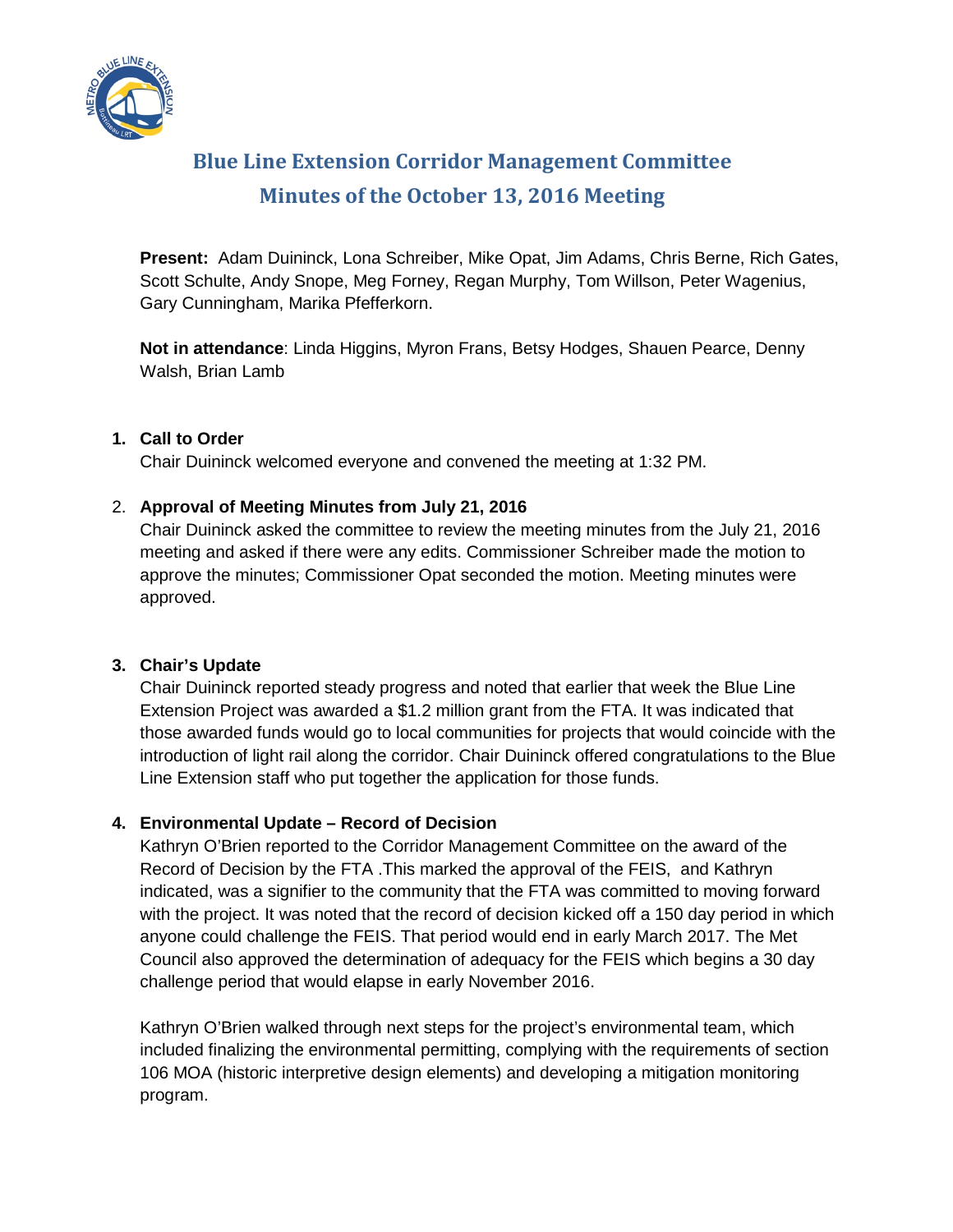# Blue Line Extension Corridor Management Committee
## Minutes of the October 13, 2016 Meeting

**Present:** Adam Duininck, Lona Schreiber, Mike Opat, Jim Adams, Chris Berne, Rich Gates, Scott Schulte, Andy Snope, Meg Forney, Regan Murphy, Tom Willson, Peter Wagenius, Gary Cunningham, Marika Pfefferkorn.

**Not in attendance**: Linda Higgins, Myron Frans, Betsy Hodges, Shauen Pearce, Denny Walsh, Brian Lamb

1. **Call to Order**
   Chair Duininck welcomed everyone and convened the meeting at 1:32 PM.

2. **Approval of Meeting Minutes from July 21, 2016**
   Chair Duininck asked the committee to review the meeting minutes from the July 21, 2016 meeting and asked if there were any edits. Commissioner Schreiber made the motion to approve the minutes; Commissioner Opat seconded the motion. Meeting minutes were approved.

3. **Chair's Update**
   Chair Duininck reported steady progress and noted that earlier that week the Blue Line Extension Project was awarded a $1.2 million grant from the FTA. It was indicated that those awarded funds would go to local communities for projects that would coincide with the introduction of light rail along the corridor. Chair Duininck offered congratulations to the Blue Line Extension staff who put together the application for those funds.

4. **Environmental Update – Record of Decision**
   Kathryn O'Brien reported to the Corridor Management Committee on the award of the Record of Decision by the FTA .This marked the approval of the FEIS, and Kathryn indicated, was a signifier to the community that the FTA was committed to moving forward with the project. It was noted that the record of decision kicked off a 150 day period in which anyone could challenge the FEIS. That period would end in early March 2017. The Met Council also approved the determination of adequacy for the FEIS which begins a 30 day challenge period that would elapse in early November 2016.

   Kathryn O'Brien walked through next steps for the project's environmental team, which included finalizing the environmental permitting, complying with the requirements of section 106 MOA (historic interpretive design elements) and developing a mitigation monitoring program.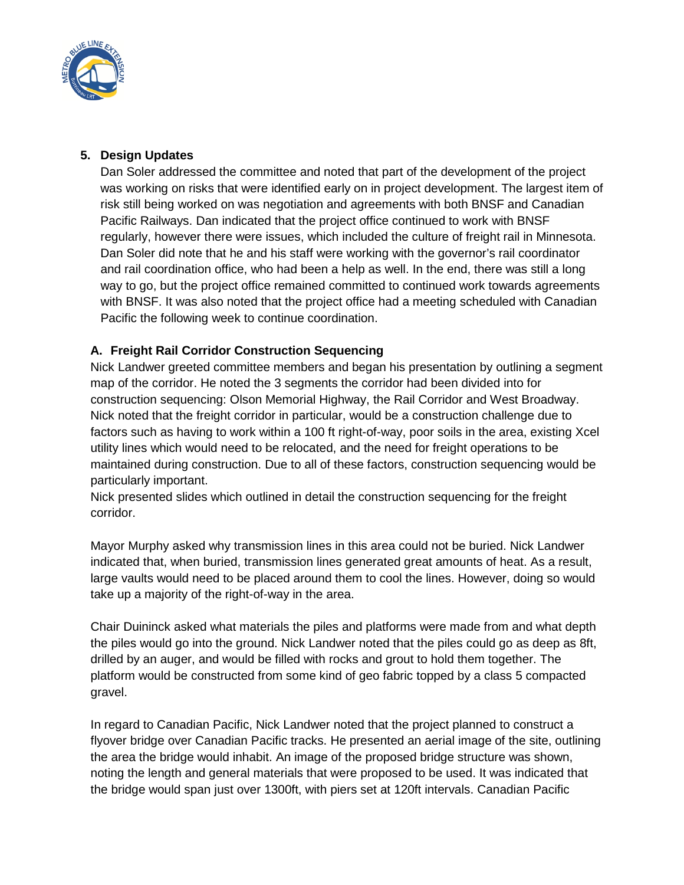## 5. Design Updates

Dan Soler addressed the committee and noted that part of the development of the project was working on risks that were identified early on in project development. The largest item of risk still being worked on was negotiation and agreements with both BNSF and Canadian Pacific Railways. Dan indicated that the project office continued to work with BNSF regularly, however there were issues, which included the culture of freight rail in Minnesota. Dan Soler did note that he and his staff were working with the governor's rail coordinator and rail coordination office, who had been a help as well. In the end, there was still a long way to go, but the project office remained committed to continued work towards agreements with BNSF. It was also noted that the project office had a meeting scheduled with Canadian Pacific the following week to continue coordination.

### A. Freight Rail Corridor Construction Sequencing

Nick Landwer greeted committee members and began his presentation by outlining a segment map of the corridor. He noted the 3 segments the corridor had been divided into for construction sequencing: Olson Memorial Highway, the Rail Corridor and West Broadway. Nick noted that the freight corridor in particular, would be a construction challenge due to factors such as having to work within a 100 ft right-of-way, poor soils in the area, existing Xcel utility lines which would need to be relocated, and the need for freight operations to be maintained during construction. Due to all of these factors, construction sequencing would be particularly important.

Nick presented slides which outlined in detail the construction sequencing for the freight corridor.

Mayor Murphy asked why transmission lines in this area could not be buried. Nick Landwer indicated that, when buried, transmission lines generated great amounts of heat. As a result, large vaults would need to be placed around them to cool the lines. However, doing so would take up a majority of the right-of-way in the area.

Chair Duininck asked what materials the piles and platforms were made from and what depth the piles would go into the ground. Nick Landwer noted that the piles could go as deep as 8ft, drilled by an auger, and would be filled with rocks and grout to hold them together. The platform would be constructed from some kind of geo fabric topped by a class 5 compacted gravel.

In regard to Canadian Pacific, Nick Landwer noted that the project planned to construct a flyover bridge over Canadian Pacific tracks. He presented an aerial image of the site, outlining the area the bridge would inhabit. An image of the proposed bridge structure was shown, noting the length and general materials that were proposed to be used. It was indicated that the bridge would span just over 1300ft, with piers set at 120ft intervals. Canadian Pacific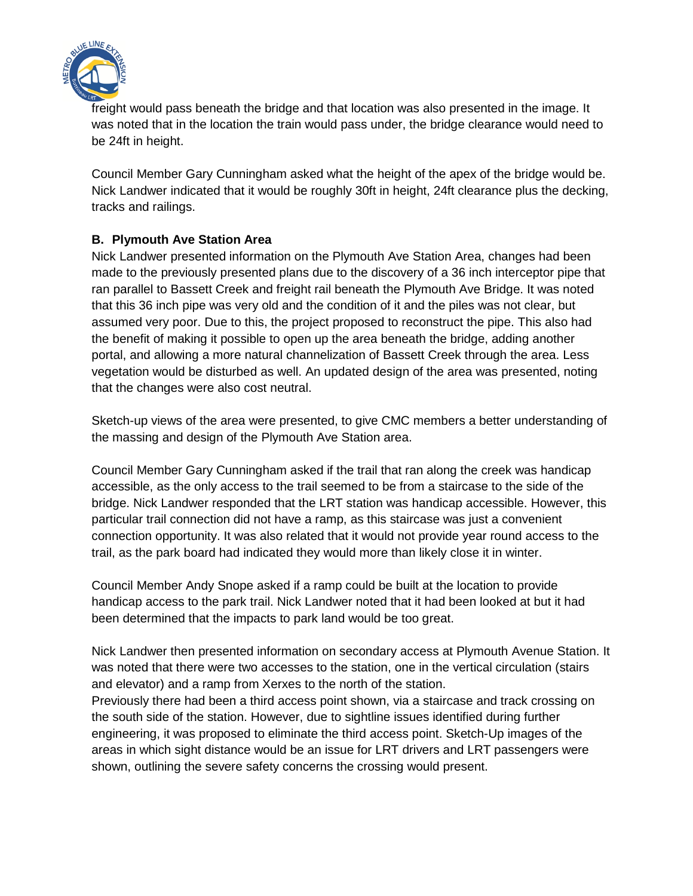freight would pass beneath the bridge and that location was also presented in the image. It was noted that in the location the train would pass under, the bridge clearance would need to be 24ft in height.

Council Member Gary Cunningham asked what the height of the apex of the bridge would be. Nick Landwer indicated that it would be roughly 30ft in height, 24ft clearance plus the decking, tracks and railings.

**B. Plymouth Ave Station Area**

Nick Landwer presented information on the Plymouth Ave Station Area, changes had been made to the previously presented plans due to the discovery of a 36 inch interceptor pipe that ran parallel to Bassett Creek and freight rail beneath the Plymouth Ave Bridge. It was noted that this 36 inch pipe was very old and the condition of it and the piles was not clear, but assumed very poor. Due to this, the project proposed to reconstruct the pipe. This also had the benefit of making it possible to open up the area beneath the bridge, adding another portal, and allowing a more natural channelization of Bassett Creek through the area. Less vegetation would be disturbed as well. An updated design of the area was presented, noting that the changes were also cost neutral.

Sketch-up views of the area were presented, to give CMC members a better understanding of the massing and design of the Plymouth Ave Station area.

Council Member Gary Cunningham asked if the trail that ran along the creek was handicap accessible, as the only access to the trail seemed to be from a staircase to the side of the bridge. Nick Landwer responded that the LRT station was handicap accessible. However, this particular trail connection did not have a ramp, as this staircase was just a convenient connection opportunity. It was also related that it would not provide year round access to the trail, as the park board had indicated they would more than likely close it in winter.

Council Member Andy Snope asked if a ramp could be built at the location to provide handicap access to the park trail. Nick Landwer noted that it had been looked at but it had been determined that the impacts to park land would be too great.

Nick Landwer then presented information on secondary access at Plymouth Avenue Station. It was noted that there were two accesses to the station, one in the vertical circulation (stairs and elevator) and a ramp from Xerxes to the north of the station.
Previously there had been a third access point shown, via a staircase and track crossing on the south side of the station. However, due to sightline issues identified during further engineering, it was proposed to eliminate the third access point. Sketch-Up images of the areas in which sight distance would be an issue for LRT drivers and LRT passengers were shown, outlining the severe safety concerns the crossing would present.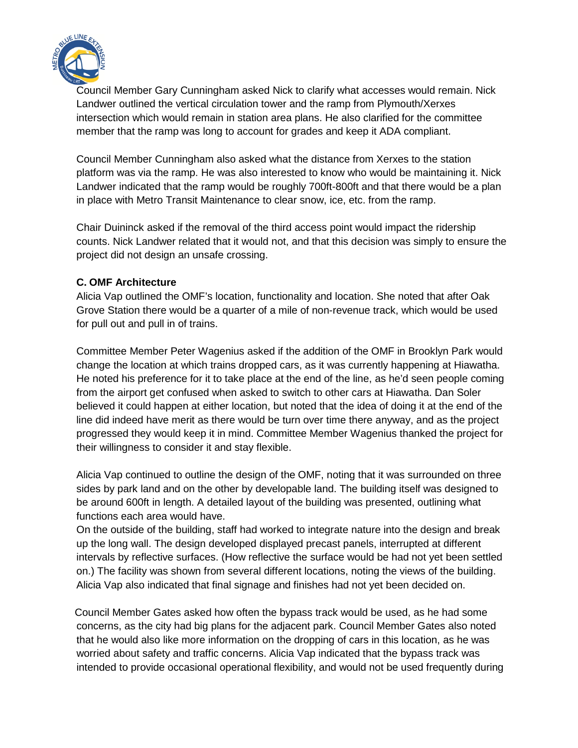Council Member Gary Cunningham asked Nick to clarify what accesses would remain. Nick Landwer outlined the vertical circulation tower and the ramp from Plymouth/Xerxes intersection which would remain in station area plans. He also clarified for the committee member that the ramp was long to account for grades and keep it ADA compliant.

Council Member Cunningham also asked what the distance from Xerxes to the station platform was via the ramp. He was also interested to know who would be maintaining it. Nick Landwer indicated that the ramp would be roughly 700ft-800ft and that there would be a plan in place with Metro Transit Maintenance to clear snow, ice, etc. from the ramp.

Chair Duininck asked if the removal of the third access point would impact the ridership counts. Nick Landwer related that it would not, and that this decision was simply to ensure the project did not design an unsafe crossing.

**C. OMF Architecture**

Alicia Vap outlined the OMF's location, functionality and location. She noted that after Oak Grove Station there would be a quarter of a mile of non-revenue track, which would be used for pull out and pull in of trains.

Committee Member Peter Wagenius asked if the addition of the OMF in Brooklyn Park would change the location at which trains dropped cars, as it was currently happening at Hiawatha. He noted his preference for it to take place at the end of the line, as he'd seen people coming from the airport get confused when asked to switch to other cars at Hiawatha. Dan Soler believed it could happen at either location, but noted that the idea of doing it at the end of the line did indeed have merit as there would be turn over time there anyway, and as the project progressed they would keep it in mind. Committee Member Wagenius thanked the project for their willingness to consider it and stay flexible.

Alicia Vap continued to outline the design of the OMF, noting that it was surrounded on three sides by park land and on the other by developable land. The building itself was designed to be around 600ft in length. A detailed layout of the building was presented, outlining what functions each area would have.

On the outside of the building, staff had worked to integrate nature into the design and break up the long wall. The design developed displayed precast panels, interrupted at different intervals by reflective surfaces. (How reflective the surface would be had not yet been settled on.) The facility was shown from several different locations, noting the views of the building. Alicia Vap also indicated that final signage and finishes had not yet been decided on.

Council Member Gates asked how often the bypass track would be used, as he had some concerns, as the city had big plans for the adjacent park. Council Member Gates also noted that he would also like more information on the dropping of cars in this location, as he was worried about safety and traffic concerns. Alicia Vap indicated that the bypass track was intended to provide occasional operational flexibility, and would not be used frequently during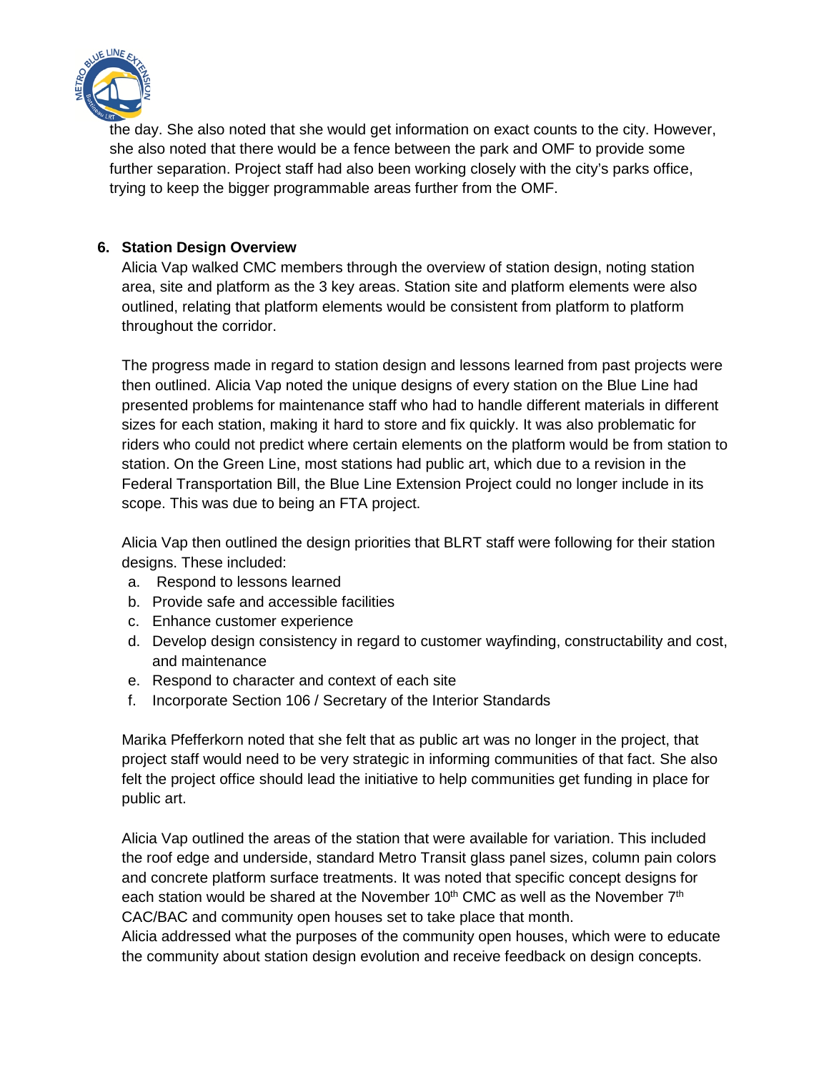the day. She also noted that she would get information on exact counts to the city. However, she also noted that there would be a fence between the park and OMF to provide some further separation. Project staff had also been working closely with the city's parks office, trying to keep the bigger programmable areas further from the OMF.

6. **Station Design Overview**

Alicia Vap walked CMC members through the overview of station design, noting station area, site and platform as the 3 key areas. Station site and platform elements were also outlined, relating that platform elements would be consistent from platform to platform throughout the corridor.

The progress made in regard to station design and lessons learned from past projects were then outlined. Alicia Vap noted the unique designs of every station on the Blue Line had presented problems for maintenance staff who had to handle different materials in different sizes for each station, making it hard to store and fix quickly. It was also problematic for riders who could not predict where certain elements on the platform would be from station to station. On the Green Line, most stations had public art, which due to a revision in the Federal Transportation Bill, the Blue Line Extension Project could no longer include in its scope. This was due to being an FTA project.

Alicia Vap then outlined the design priorities that BLRT staff were following for their station designs. These included:

a. Respond to lessons learned
b. Provide safe and accessible facilities
c. Enhance customer experience
d. Develop design consistency in regard to customer wayfinding, constructability and cost, and maintenance
e. Respond to character and context of each site
f. Incorporate Section 106 / Secretary of the Interior Standards

Marika Pfefferkorn noted that she felt that as public art was no longer in the project, that project staff would need to be very strategic in informing communities of that fact. She also felt the project office should lead the initiative to help communities get funding in place for public art.

Alicia Vap outlined the areas of the station that were available for variation. This included the roof edge and underside, standard Metro Transit glass panel sizes, column pain colors and concrete platform surface treatments. It was noted that specific concept designs for each station would be shared at the November 10th CMC as well as the November 7th CAC/BAC and community open houses set to take place that month.
Alicia addressed what the purposes of the community open houses, which were to educate the community about station design evolution and receive feedback on design concepts.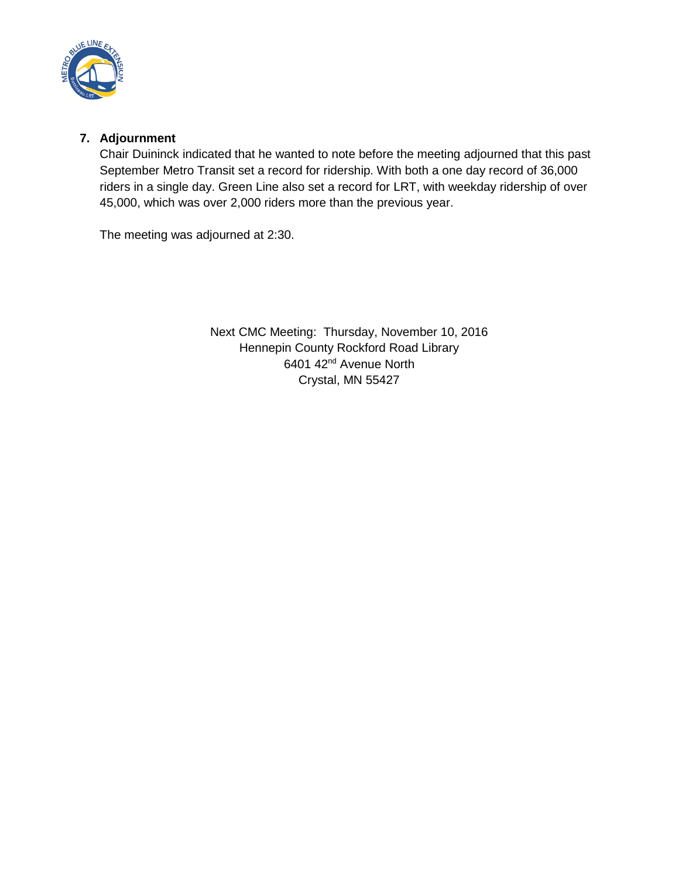**7. Adjournment**

Chair Duininck indicated that he wanted to note before the meeting adjourned that this past September Metro Transit set a record for ridership. With both a one day record of 36,000 riders in a single day. Green Line also set a record for LRT, with weekday ridership of over 45,000, which was over 2,000 riders more than the previous year.

The meeting was adjourned at 2:30.

Next CMC Meeting: Thursday, November 10, 2016
Hennepin County Rockford Road Library
6401 42nd Avenue North
Crystal, MN 55427